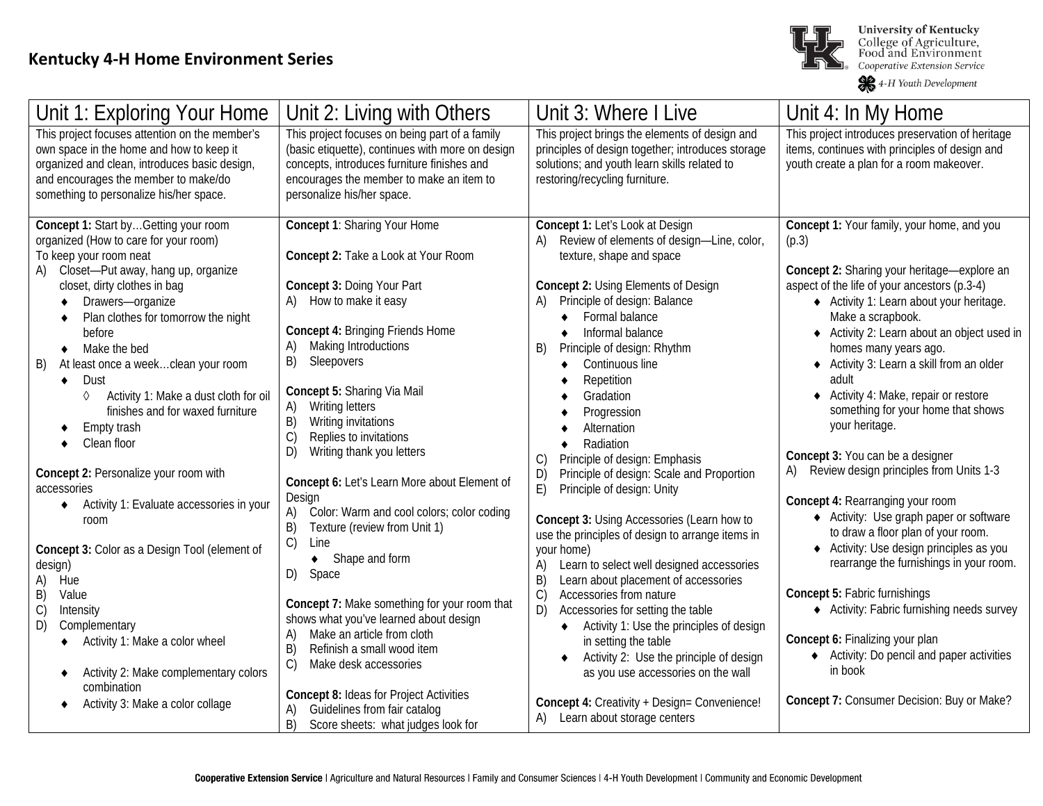# Kentucky 4-H Home Environment Series

University of Kentucky
College of Agriculture, Food and Environment
Cooperative Extension Service
4-H Youth Development

| Unit 1: Exploring Your Home | Unit 2: Living with Others | Unit 3: Where I Live | Unit 4: In My Home |
|---|---|---|---|
| This project focuses attention on the member's own space in the home and how to keep it organized and clean, introduces basic design, and encourages the member to make/do something to personalize his/her space. | This project focuses on being part of a family (basic etiquette), continues with more on design concepts, introduces furniture finishes and encourages the member to make an item to personalize his/her space. | This project brings the elements of design and principles of design together; introduces storage solutions; and youth learn skills related to restoring/recycling furniture. | This project introduces preservation of heritage items, continues with principles of design and youth create a plan for a room makeover. |
| **Concept 1:** Start by…Getting your room organized (How to care for your room)<br>To keep your room neat<br>A) Closet—Put away, hang up, organize closet, dirty clothes in bag<br>♦ Drawers—organize<br>♦ Plan clothes for tomorrow the night before<br>♦ Make the bed<br>B) At least once a week…clean your room<br>♦ Dust<br>◊ Activity 1: Make a dust cloth for oil finishes and for waxed furniture<br>♦ Empty trash<br>♦ Clean floor<br><br>**Concept 2:** Personalize your room with accessories<br>♦ Activity 1: Evaluate accessories in your room<br><br>**Concept 3:** Color as a Design Tool (element of design)<br>A) Hue<br>B) Value<br>C) Intensity<br>D) Complementary<br>♦ Activity 1: Make a color wheel<br>♦ Activity 2: Make complementary colors combination<br>♦ Activity 3: Make a color collage | **Concept 1**: Sharing Your Home<br><br>**Concept 2:** Take a Look at Your Room<br><br>**Concept 3:** Doing Your Part<br>A) How to make it easy<br><br>**Concept 4:** Bringing Friends Home<br>A) Making Introductions<br>B) Sleepovers<br><br>**Concept 5:** Sharing Via Mail<br>A) Writing letters<br>B) Writing invitations<br>C) Replies to invitations<br>D) Writing thank you letters<br><br>**Concept 6:** Let's Learn More about Element of Design<br>A) Color: Warm and cool colors; color coding<br>B) Texture (review from Unit 1)<br>C) Line<br>♦ Shape and form<br>D) Space<br><br>**Concept 7:** Make something for your room that shows what you've learned about design<br>A) Make an article from cloth<br>B) Refinish a small wood item<br>C) Make desk accessories<br><br>**Concept 8:** Ideas for Project Activities<br>A) Guidelines from fair catalog<br>B) Score sheets: what judges look for | **Concept 1:** Let's Look at Design<br>A) Review of elements of design—Line, color, texture, shape and space<br><br>**Concept 2:** Using Elements of Design<br>A) Principle of design: Balance<br>♦ Formal balance<br>♦ Informal balance<br>B) Principle of design: Rhythm<br>♦ Continuous line<br>♦ Repetition<br>♦ Gradation<br>♦ Progression<br>♦ Alternation<br>♦ Radiation<br>C) Principle of design: Emphasis<br>D) Principle of design: Scale and Proportion<br>E) Principle of design: Unity<br><br>**Concept 3:** Using Accessories (Learn how to use the principles of design to arrange items in your home)<br>A) Learn to select well designed accessories<br>B) Learn about placement of accessories<br>C) Accessories from nature<br>D) Accessories for setting the table<br>♦ Activity 1: Use the principles of design in setting the table<br>♦ Activity 2: Use the principle of design as you use accessories on the wall<br><br>**Concept 4:** Creativity + Design= Convenience!<br>A) Learn about storage centers | **Concept 1:** Your family, your home, and you (p.3)<br><br>**Concept 2:** Sharing your heritage—explore an aspect of the life of your ancestors (p.3-4)<br>♦ Activity 1: Learn about your heritage. Make a scrapbook.<br>♦ Activity 2: Learn about an object used in homes many years ago.<br>♦ Activity 3: Learn a skill from an older adult<br>♦ Activity 4: Make, repair or restore something for your home that shows your heritage.<br><br>**Concept 3:** You can be a designer<br>A) Review design principles from Units 1-3<br><br>**Concept 4:** Rearranging your room<br>♦ Activity: Use graph paper or software to draw a floor plan of your room.<br>♦ Activity: Use design principles as you rearrange the furnishings in your room.<br><br>**Concept 5:** Fabric furnishings<br>♦ Activity: Fabric furnishing needs survey<br><br>**Concept 6:** Finalizing your plan<br>♦ Activity: Do pencil and paper activities in book<br><br>**Concept 7:** Consumer Decision: Buy or Make? |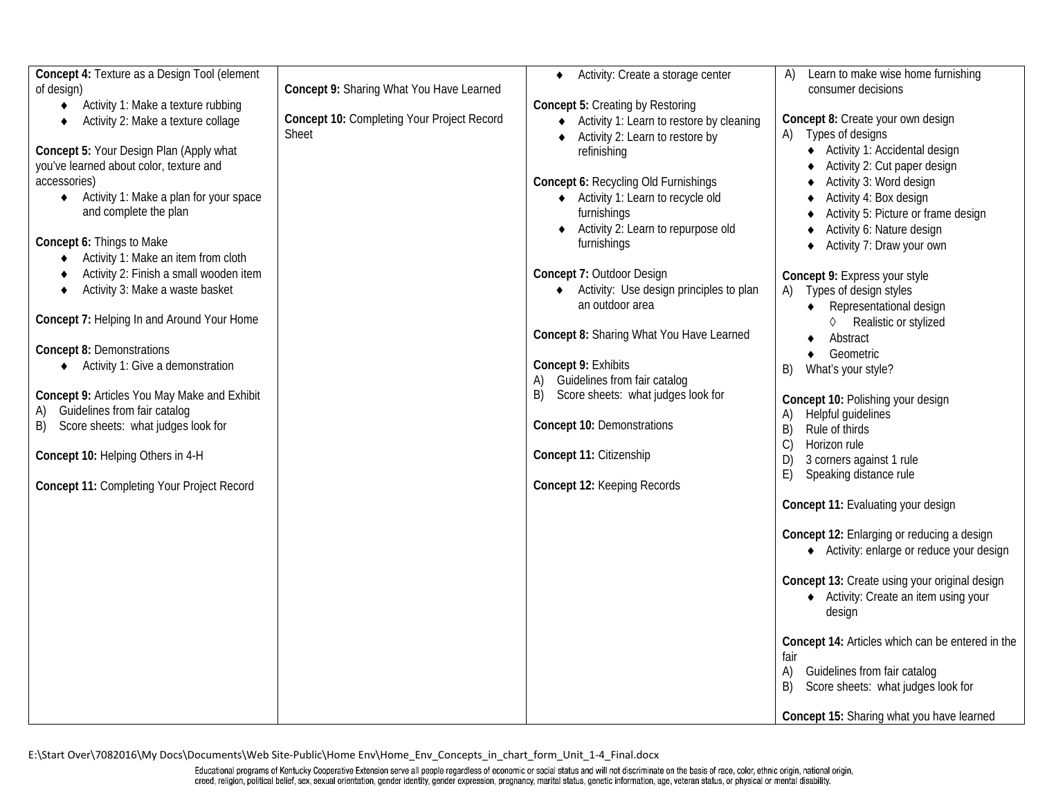| | | | |
|---|---|---|---|
| **Concept 4:** Texture as a Design Tool (element of design)<br>♦ Activity 1: Make a texture rubbing<br>♦ Activity 2: Make a texture collage<br><br>**Concept 5:** Your Design Plan (Apply what you've learned about color, texture and accessories)<br>♦ Activity 1: Make a plan for your space and complete the plan<br><br>**Concept 6:** Things to Make<br>♦ Activity 1: Make an item from cloth<br>♦ Activity 2: Finish a small wooden item<br>♦ Activity 3: Make a waste basket<br><br>**Concept 7:** Helping In and Around Your Home<br><br>**Concept 8:** Demonstrations<br>♦ Activity 1: Give a demonstration<br><br>**Concept 9:** Articles You May Make and Exhibit<br>A) Guidelines from fair catalog<br>B) Score sheets: what judges look for<br><br>**Concept 10:** Helping Others in 4-H<br><br>**Concept 11:** Completing Your Project Record | **Concept 9:** Sharing What You Have Learned<br><br>**Concept 10:** Completing Your Project Record Sheet | ♦ Activity: Create a storage center<br><br>**Concept 5:** Creating by Restoring<br>♦ Activity 1: Learn to restore by cleaning<br>♦ Activity 2: Learn to restore by refinishing<br><br>**Concept 6:** Recycling Old Furnishings<br>♦ Activity 1: Learn to recycle old furnishings<br>♦ Activity 2: Learn to repurpose old furnishings<br><br>**Concept 7:** Outdoor Design<br>♦ Activity: Use design principles to plan an outdoor area<br><br>**Concept 8:** Sharing What You Have Learned<br><br>**Concept 9:** Exhibits<br>A) Guidelines from fair catalog<br>B) Score sheets: what judges look for<br><br>**Concept 10:** Demonstrations<br><br>**Concept 11:** Citizenship<br><br>**Concept 12:** Keeping Records | A) Learn to make wise home furnishing consumer decisions<br><br>**Concept 8:** Create your own design<br>A) Types of designs<br>♦ Activity 1: Accidental design<br>♦ Activity 2: Cut paper design<br>♦ Activity 3: Word design<br>♦ Activity 4: Box design<br>♦ Activity 5: Picture or frame design<br>♦ Activity 6: Nature design<br>♦ Activity 7: Draw your own<br><br>**Concept 9:** Express your style<br>A) Types of design styles<br>♦ Representational design<br>◊ Realistic or stylized<br>♦ Abstract<br>♦ Geometric<br>B) What's your style?<br><br>**Concept 10:** Polishing your design<br>A) Helpful guidelines<br>B) Rule of thirds<br>C) Horizon rule<br>D) 3 corners against 1 rule<br>E) Speaking distance rule<br><br>**Concept 11:** Evaluating your design<br><br>**Concept 12:** Enlarging or reducing a design<br>♦ Activity: enlarge or reduce your design<br><br>**Concept 13:** Create using your original design<br>♦ Activity: Create an item using your design<br><br>**Concept 14:** Articles which can be entered in the fair<br>A) Guidelines from fair catalog<br>B) Score sheets: what judges look for<br><br>**Concept 15:** Sharing what you have learned |

E:\Start Over\7082016\My Docs\Documents\Web Site-Public\Home Env\Home_Env_Concepts_in_chart_form_Unit_1-4_Final.docx

Educational programs of Kentucky Cooperative Extension serve all people regardless of economic or social status and will not discriminate on the basis of race, color, ethnic origin, national origin, creed, religion, political belief, sex, sexual orientation, gender identity, gender expression, pregnancy, marital status, genetic information, age, veteran status, or physical or mental disability.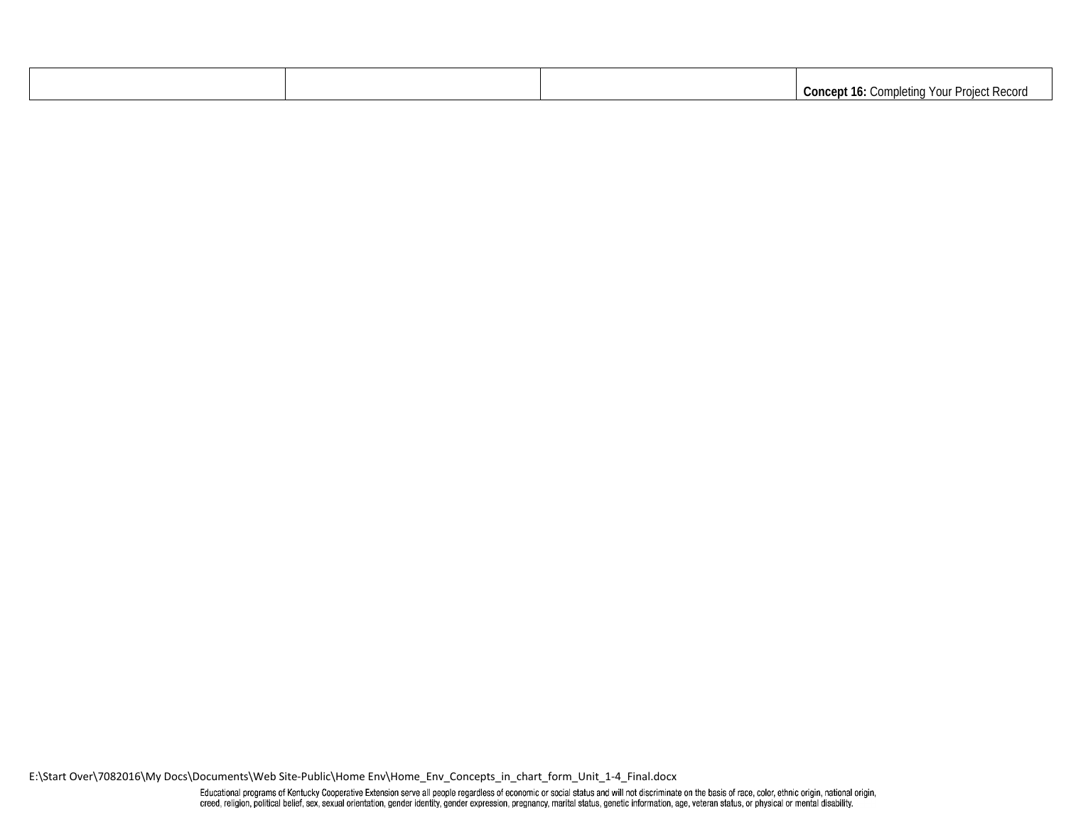| | | | |
|---|---|---|---|
| | | | **Concept 16:** Completing Your Project Record |

E:\Start Over\7082016\My Docs\Documents\Web Site-Public\Home Env\Home_Env_Concepts_in_chart_form_Unit_1-4_Final.docx

Educational programs of Kentucky Cooperative Extension serve all people regardless of economic or social status and will not discriminate on the basis of race, color, ethnic origin, national origin, creed, religion, political belief, sex, sexual orientation, gender identity, gender expression, pregnancy, marital status, genetic information, age, veteran status, or physical or mental disability.